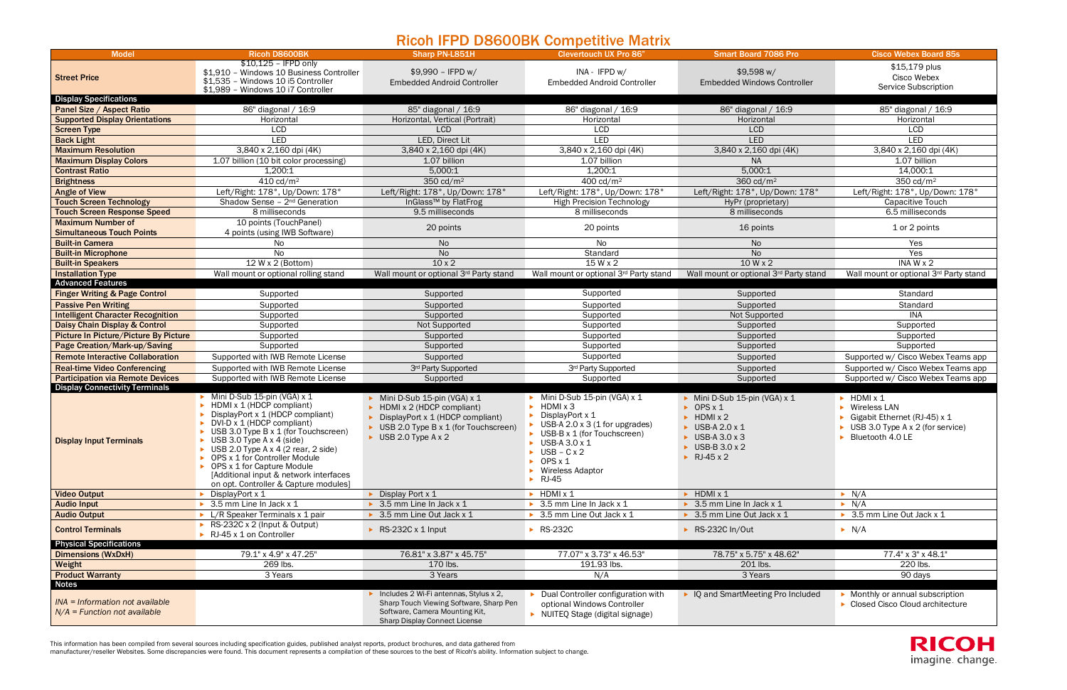# Ricoh IFPD D8600BK Competitive Matrix

| Model | Ricoh D8600BK | Sharp PN-L851H | Clevertouch UX Pro 86" | Smart Board 7086 Pro | Cisco Webex Board 85s |
|---|---|---|---|---|---|
| **Street Price** | $10,125 – IFPD only<br>$1,910 – Windows 10 Business Controller<br>$1,535 – Windows 10 i5 Controller<br>$1,989 – Windows 10 i7 Controller | $9,990 – IFPD w/ Embedded Android Controller | INA - IFPD w/ Embedded Android Controller | $9,598 w/ Embedded Windows Controller | $15,179 plus Cisco Webex Service Subscription |
| **Display Specifications** | | | | | |
| **Panel Size / Aspect Ratio** | 86" diagonal / 16:9 | 85" diagonal / 16:9 | 86" diagonal / 16:9 | 86" diagonal / 16:9 | 85" diagonal / 16:9 |
| **Supported Display Orientations** | Horizontal | Horizontal, Vertical (Portrait) | Horizontal | Horizontal | Horizontal |
| **Screen Type** | LCD | LCD | LCD | LCD | LCD |
| **Back Light** | LED | LED, Direct Lit | LED | LED | LED |
| **Maximum Resolution** | 3,840 x 2,160 dpi (4K) | 3,840 x 2,160 dpi (4K) | 3,840 x 2,160 dpi (4K) | 3,840 x 2,160 dpi (4K) | 3,840 x 2,160 dpi (4K) |
| **Maximum Display Colors** | 1.07 billion (10 bit color processing) | 1.07 billion | 1.07 billion | NA | 1.07 billion |
| **Contrast Ratio** | 1,200:1 | 5,000:1 | 1,200:1 | 5,000:1 | 14,000:1 |
| **Brightness** | 410 cd/m² | 350 cd/m² | 400 cd/m² | 360 cd/m² | 350 cd/m² |
| **Angle of View** | Left/Right: 178°, Up/Down: 178° | Left/Right: 178°, Up/Down: 178° | Left/Right: 178°, Up/Down: 178° | Left/Right: 178°, Up/Down: 178° | Left/Right: 178°, Up/Down: 178° |
| **Touch Screen Technology** | Shadow Sense – 2nd Generation | InGlass™ by FlatFrog | High Precision Technology | HyPr (proprietary) | Capacitive Touch |
| **Touch Screen Response Speed** | 8 milliseconds | 9.5 milliseconds | 8 milliseconds | 8 milliseconds | 6.5 milliseconds |
| **Maximum Number of Simultaneous Touch Points** | 10 points (TouchPanel)<br>4 points (using IWB Software) | 20 points | 20 points | 16 points | 1 or 2 points |
| **Built-in Camera** | No | No | No | No | Yes |
| **Built-in Microphone** | No | No | Standard | No | Yes |
| **Built-in Speakers** | 12 W x 2 (Bottom) | 10 x 2 | 15 W x 2 | 10 W x 2 | INA W x 2 |
| **Installation Type** | Wall mount or optional rolling stand | Wall mount or optional 3rd Party stand | Wall mount or optional 3rd Party stand | Wall mount or optional 3rd Party stand | Wall mount or optional 3rd Party stand |
| **Advanced Features** | | | | | |
| **Finger Writing & Page Control** | Supported | Supported | Supported | Supported | Standard |
| **Passive Pen Writing** | Supported | Supported | Supported | Supported | Standard |
| **Intelligent Character Recognition** | Supported | Supported | Supported | Not Supported | INA |
| **Daisy Chain Display & Control** | Supported | Not Supported | Supported | Supported | Supported |
| **Picture In Picture/Picture By Picture** | Supported | Supported | Supported | Supported | Supported |
| **Page Creation/Mark-up/Saving** | Supported | Supported | Supported | Supported | Supported |
| **Remote Interactive Collaboration** | Supported with IWB Remote License | Supported | Supported | Supported | Supported w/ Cisco Webex Teams app |
| **Real-time Video Conferencing** | Supported with IWB Remote License | 3rd Party Supported | 3rd Party Supported | Supported | Supported w/ Cisco Webex Teams app |
| **Participation via Remote Devices** | Supported with IWB Remote License | Supported | Supported | Supported | Supported w/ Cisco Webex Teams app |
| **Display Connectivity Terminals** | | | | | |
| **Display Input Terminals** | ▸ Mini D-Sub 15-pin (VGA) x 1<br>▸ HDMI x 1 (HDCP compliant)<br>▸ DisplayPort x 1 (HDCP compliant)<br>▸ DVI-D x 1 (HDCP compliant)<br>▸ USB 3.0 Type B x 1 (for Touchscreen)<br>▸ USB 3.0 Type A x 4 (side)<br>▸ USB 2.0 Type A x 4 (2 rear, 2 side)<br>▸ OPS x 1 for Controller Module<br>▸ OPS x 1 for Capture Module<br>[Additional input & network interfaces on opt. Controller & Capture modules] | ▸ Mini D-Sub 15-pin (VGA) x 1<br>▸ HDMI x 2 (HDCP compliant)<br>▸ DisplayPort x 1 (HDCP compliant)<br>▸ USB 2.0 Type B x 1 (for Touchscreen)<br>▸ USB 2.0 Type A x 2 | ▸ Mini D-Sub 15-pin (VGA) x 1<br>▸ HDMI x 3<br>▸ DisplayPort x 1<br>▸ USB-A 2.0 x 3 (1 for upgrades)<br>▸ USB-B x 1 (for Touchscreen)<br>▸ USB-A 3.0 x 1<br>▸ USB – C x 2<br>▸ OPS x 1<br>▸ Wireless Adaptor<br>▸ RJ-45 | ▸ Mini D-Sub 15-pin (VGA) x 1<br>▸ OPS x 1<br>▸ HDMI x 2<br>▸ USB-A 2.0 x 1<br>▸ USB-A 3.0 x 3<br>▸ USB-B 3.0 x 2<br>▸ RJ-45 x 2 | ▸ HDMI x 1<br>▸ Wireless LAN<br>▸ Gigabit Ethernet (RJ-45) x 1<br>▸ USB 3.0 Type A x 2 (for service)<br>▸ Bluetooth 4.0 LE |
| **Video Output** | ▸ DisplayPort x 1 | ▸ Display Port x 1 | ▸ HDMI x 1 | ▸ HDMI x 1 | ▸ N/A |
| **Audio Input** | ▸ 3.5 mm Line In Jack x 1 | ▸ 3.5 mm Line In Jack x 1 | ▸ 3.5 mm Line In Jack x 1 | ▸ 3.5 mm Line In Jack x 1 | ▸ N/A |
| **Audio Output** | ▸ L/R Speaker Terminals x 1 pair | ▸ 3.5 mm Line Out Jack x 1 | ▸ 3.5 mm Line Out Jack x 1 | ▸ 3.5 mm Line Out Jack x 1 | ▸ 3.5 mm Line Out Jack x 1 |
| **Control Terminals** | ▸ RS-232C x 2 (Input & Output)<br>▸ RJ-45 x 1 on Controller | ▸ RS-232C x 1 Input | ▸ RS-232C | ▸ RS-232C In/Out | ▸ N/A |
| **Physical Specifications** | | | | | |
| **Dimensions (WxDxH)** | 79.1" x 4.9" x 47.25" | 76.81" x 3.87" x 45.75" | 77.07" x 3.73" x 46.53" | 78.75" x 5.75" x 48.62" | 77.4" x 3" x 48.1" |
| **Weight** | 269 lbs. | 170 lbs. | 191.93 lbs. | 201 lbs. | 220 lbs. |
| **Product Warranty** | 3 Years | 3 Years | N/A | 3 Years | 90 days |
| **Notes** | | | | | |
| *INA = Information not available*<br>*N/A = Function not available* | | ▸ Includes 2 Wi-Fi antennas, Stylus x 2, Sharp Touch Viewing Software, Sharp Pen Software, Camera Mounting Kit, Sharp Display Connect License | ▸ Dual Controller configuration with optional Windows Controller<br>▸ NUITEQ Stage (digital signage) | ▸ IQ and SmartMeeting Pro Included | ▸ Monthly or annual subscription<br>▸ Closed Cisco Cloud architecture |

This information has been compiled from several sources including specification guides, published analyst reports, product brochures, and data gathered from manufacturer/reseller Websites. Some discrepancies were found. This document represents a compilation of these sources to the best of Ricoh's ability. Information subject to change.

RICOH
imagine. change.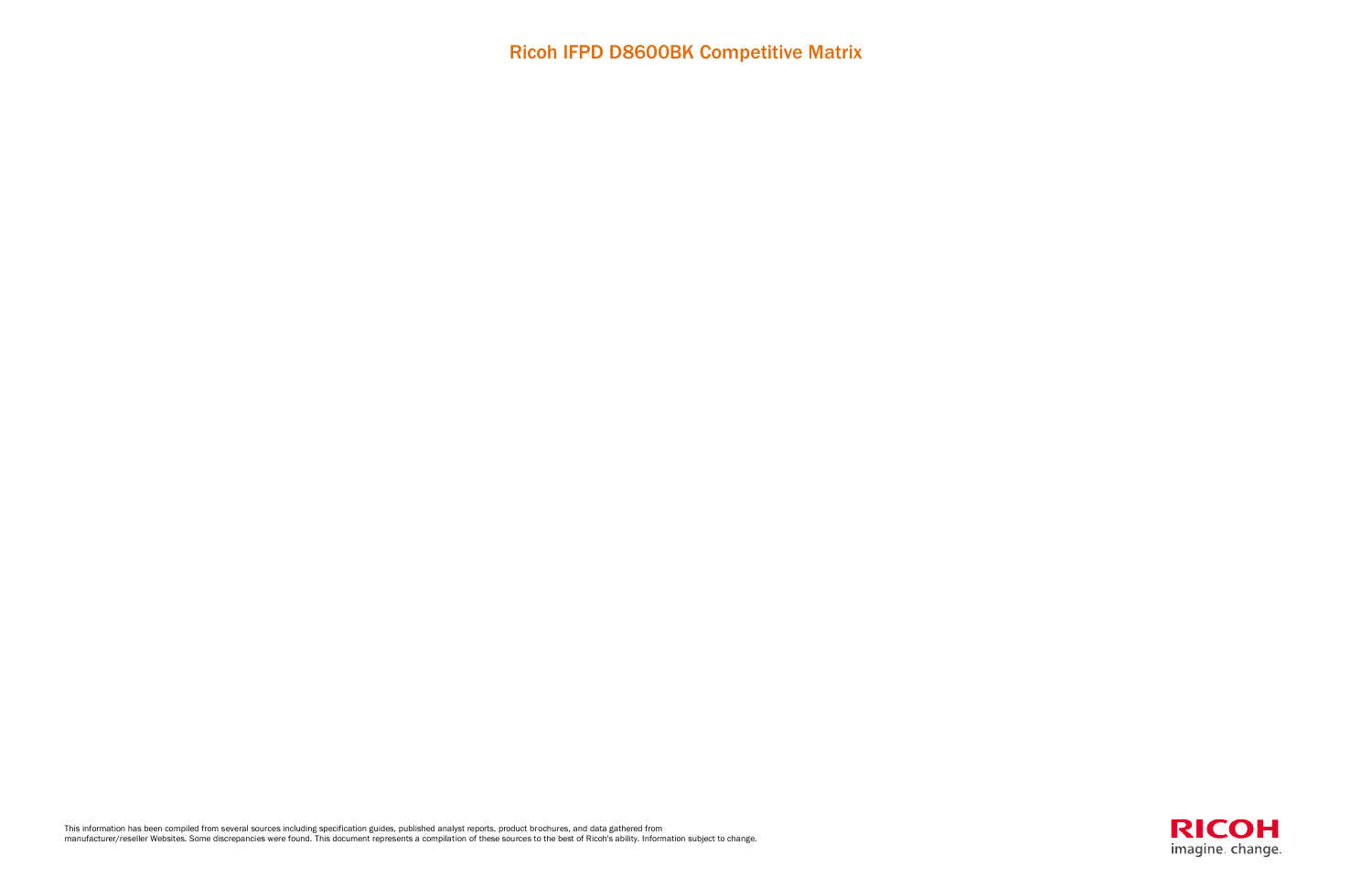# Ricoh IFPD D8600BK Competitive Matrix

This information has been compiled from several sources including specification guides, published analyst reports, product brochures, and data gathered from manufacturer/reseller Websites. Some discrepancies were found. This document represents a compilation of these sources to the best of Ricoh's ability. Information subject to change.

RICOH
imagine. change.